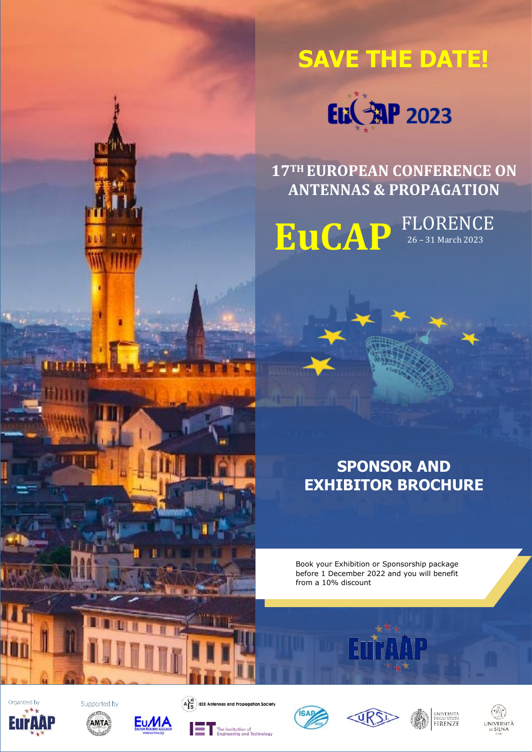# SAVE THE DATE!

EuCAP 2023

## 17TH EUROPEAN CONFERENCE ON ANTENNAS & PROPAGATION

**EuCAP** FLORENCE
26 – 31 March 2023

## SPONSOR AND EXHIBITOR BROCHURE

Book your Exhibition or Sponsorship package before 1 December 2022 and you will benefit from a 10% discount

EurAAP

Organized by EurAAP

Supported by AMTA, EuMA European Microwave Association, IEEE Antennas and Propagation Society, IET The Institution of Engineering and Technology, ISAP, URSI, Università degli Studi Firenze, Università di Siena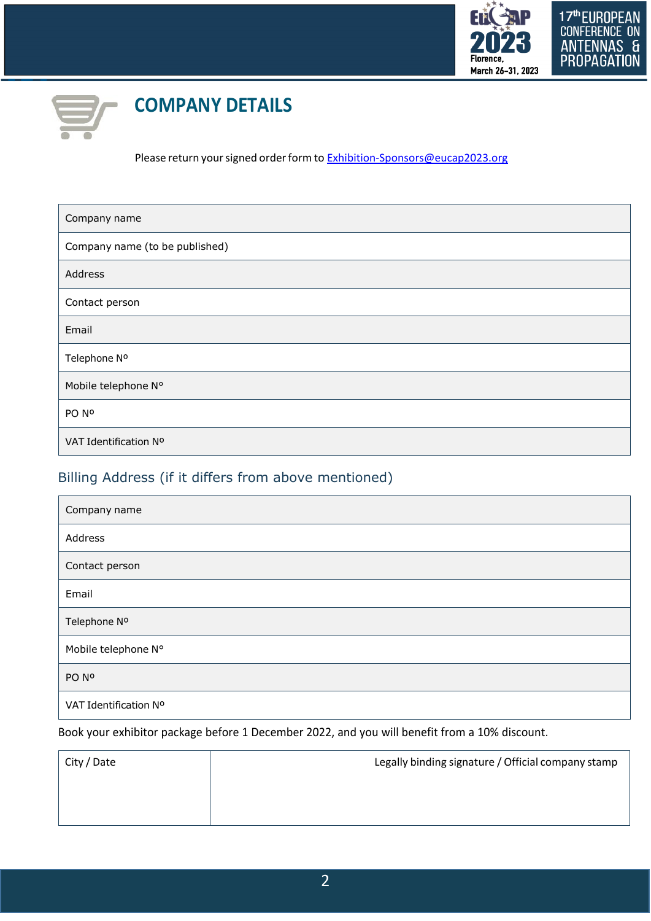# COMPANY DETAILS

Please return your signed order form to Exhibition-Sponsors@eucap2023.org

| Company name | |
|---|---|
| Company name (to be published) | |
| Address | |
| Contact person | |
| Email | |
| Telephone Nº | |
| Mobile telephone N° | |
| PO Nº | |
| VAT Identification Nº | |

## Billing Address (if it differs from above mentioned)

| Company name | |
|---|---|
| Address | |
| Contact person | |
| Email | |
| Telephone Nº | |
| Mobile telephone N° | |
| PO Nº | |
| VAT Identification Nº | |

Book your exhibitor package before 1 December 2022, and you will benefit from a 10% discount.

| City / Date | Legally binding signature / Official company stamp |
|---|---|
| | |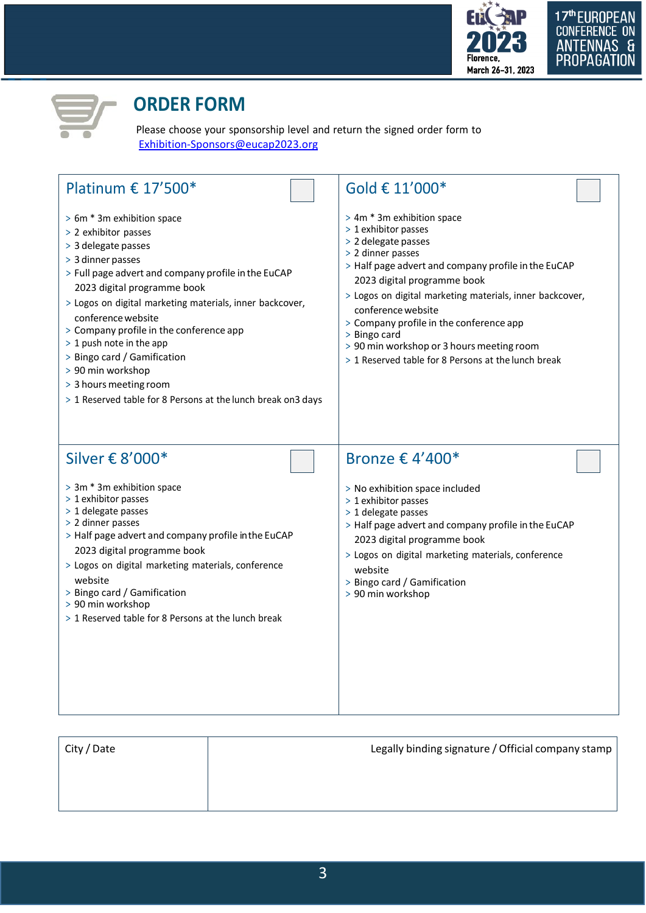# ORDER FORM

Please choose your sponsorship level and return the signed order form to
Exhibition-Sponsors@eucap2023.org

## Platinum € 17’500* ☐

- 6m * 3m exhibition space
- 2 exhibitor passes
- 3 delegate passes
- 3 dinner passes
- Full page advert and company profile in the EuCAP 2023 digital programme book
- Logos on digital marketing materials, inner backcover, conference website
- Company profile in the conference app
- 1 push note in the app
- Bingo card / Gamification
- 90 min workshop
- 3 hours meeting room
- 1 Reserved table for 8 Persons at the lunch break on3 days

## Gold € 11’000* ☐

- 4m * 3m exhibition space
- 1 exhibitor passes
- 2 delegate passes
- 2 dinner passes
- Half page advert and company profile in the EuCAP 2023 digital programme book
- Logos on digital marketing materials, inner backcover, conference website
- Company profile in the conference app
- Bingo card
- 90 min workshop or 3 hours meeting room
- 1 Reserved table for 8 Persons at the lunch break

## Silver € 8’000* ☐

- 3m * 3m exhibition space
- 1 exhibitor passes
- 1 delegate passes
- 2 dinner passes
- Half page advert and company profile in the EuCAP 2023 digital programme book
- Logos on digital marketing materials, conference website
- Bingo card / Gamification
- 90 min workshop
- 1 Reserved table for 8 Persons at the lunch break

## Bronze € 4’400* ☐

- No exhibition space included
- 1 exhibitor passes
- 1 delegate passes
- Half page advert and company profile in the EuCAP 2023 digital programme book
- Logos on digital marketing materials, conference website
- Bingo card / Gamification
- 90 min workshop

| City / Date | Legally binding signature / Official company stamp |
| --- | --- |
| | |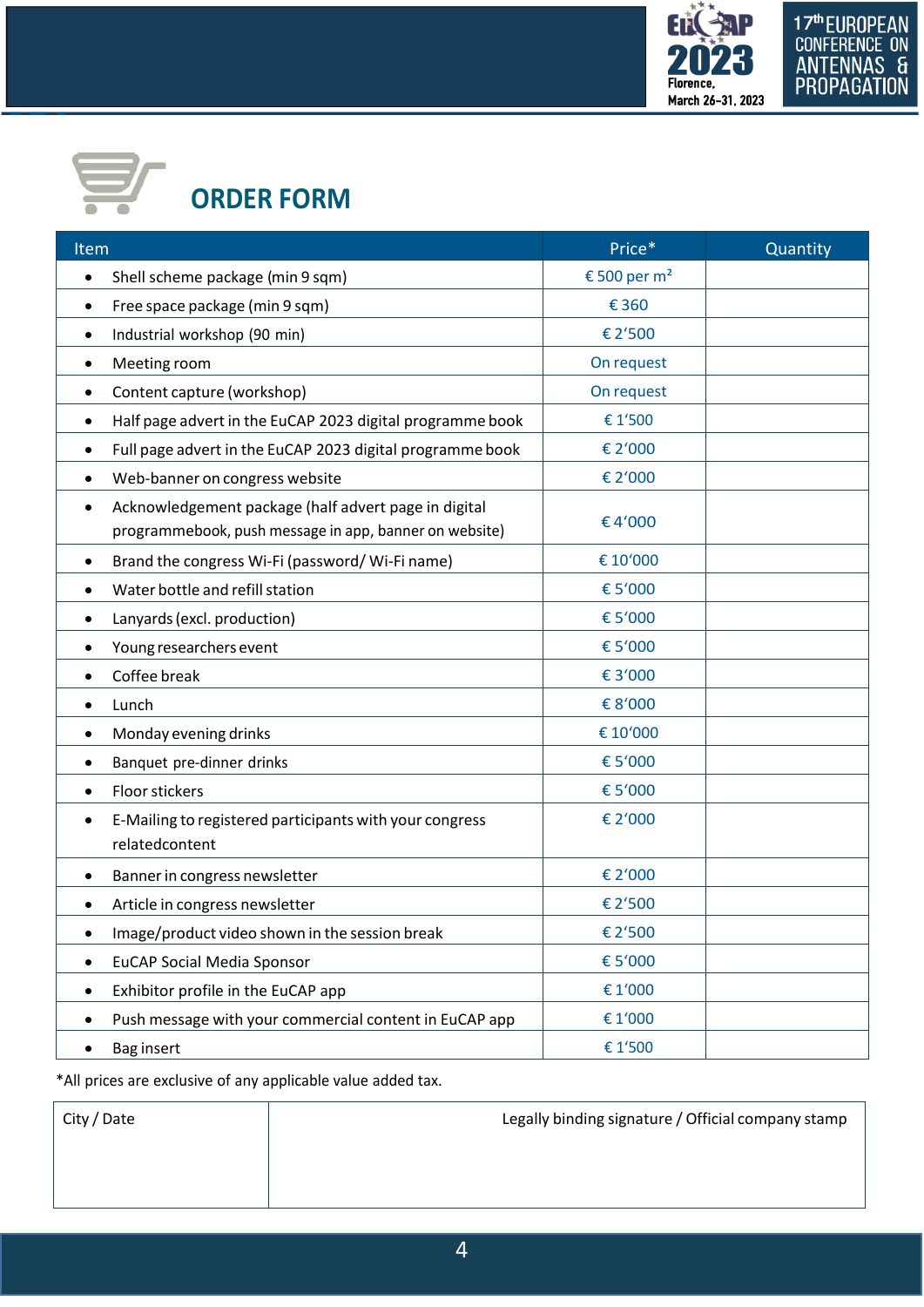# ORDER FORM

| Item | Price* | Quantity |
|---|---|---|
| • Shell scheme package (min 9 sqm) | € 500 per m² | |
| • Free space package (min 9 sqm) | € 360 | |
| • Industrial workshop (90 min) | € 2'500 | |
| • Meeting room | On request | |
| • Content capture (workshop) | On request | |
| • Half page advert in the EuCAP 2023 digital programme book | € 1'500 | |
| • Full page advert in the EuCAP 2023 digital programme book | € 2'000 | |
| • Web-banner on congress website | € 2'000 | |
| • Acknowledgement package (half advert page in digital programmebook, push message in app, banner on website) | € 4'000 | |
| • Brand the congress Wi-Fi (password/ Wi-Fi name) | € 10'000 | |
| • Water bottle and refill station | € 5'000 | |
| • Lanyards (excl. production) | € 5'000 | |
| • Young researchers event | € 5'000 | |
| • Coffee break | € 3'000 | |
| • Lunch | € 8'000 | |
| • Monday evening drinks | € 10'000 | |
| • Banquet pre-dinner drinks | € 5'000 | |
| • Floor stickers | € 5'000 | |
| • E-Mailing to registered participants with your congress relatedcontent | € 2'000 | |
| • Banner in congress newsletter | € 2'000 | |
| • Article in congress newsletter | € 2'500 | |
| • Image/product video shown in the session break | € 2'500 | |
| • EuCAP Social Media Sponsor | € 5'000 | |
| • Exhibitor profile in the EuCAP app | € 1'000 | |
| • Push message with your commercial content in EuCAP app | € 1'000 | |
| • Bag insert | € 1'500 | |

*All prices are exclusive of any applicable value added tax.

| City / Date | Legally binding signature / Official company stamp |
|---|---|
| | |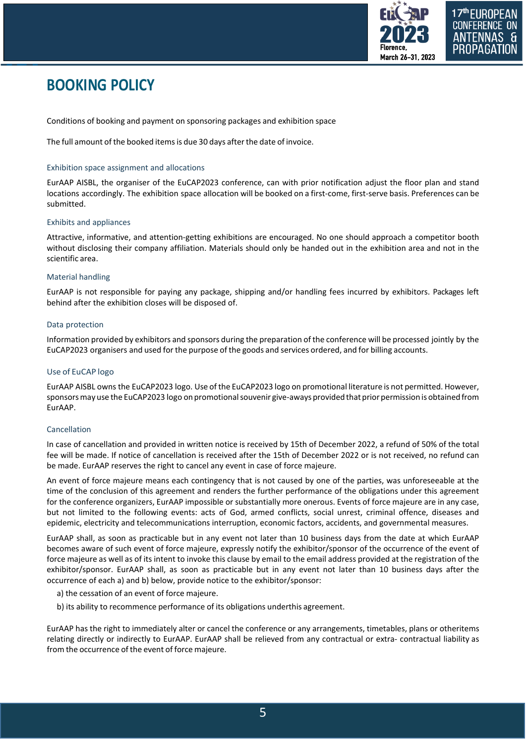# BOOKING POLICY

Conditions of booking and payment on sponsoring packages and exhibition space

The full amount of the booked items is due 30 days after the date of invoice.

### Exhibition space assignment and allocations

EurAAP AISBL, the organiser of the EuCAP2023 conference, can with prior notification adjust the floor plan and stand locations accordingly. The exhibition space allocation will be booked on a first-come, first-serve basis. Preferences can be submitted.

### Exhibits and appliances

Attractive, informative, and attention-getting exhibitions are encouraged. No one should approach a competitor booth without disclosing their company affiliation. Materials should only be handed out in the exhibition area and not in the scientific area.

### Material handling

EurAAP is not responsible for paying any package, shipping and/or handling fees incurred by exhibitors. Packages left behind after the exhibition closes will be disposed of.

### Data protection

Information provided by exhibitors and sponsors during the preparation of the conference will be processed jointly by the EuCAP2023 organisers and used for the purpose of the goods and services ordered, and for billing accounts.

### Use of EuCAP logo

EurAAP AISBL owns the EuCAP2023 logo. Use of the EuCAP2023 logo on promotional literature is not permitted. However, sponsors may use the EuCAP2023 logo on promotional souvenir give-aways provided that prior permission is obtained from EurAAP.

### Cancellation

In case of cancellation and provided in written notice is received by 15th of December 2022, a refund of 50% of the total fee will be made. If notice of cancellation is received after the 15th of December 2022 or is not received, no refund can be made. EurAAP reserves the right to cancel any event in case of force majeure.

An event of force majeure means each contingency that is not caused by one of the parties, was unforeseeable at the time of the conclusion of this agreement and renders the further performance of the obligations under this agreement for the conference organizers, EurAAP impossible or substantially more onerous. Events of force majeure are in any case, but not limited to the following events: acts of God, armed conflicts, social unrest, criminal offence, diseases and epidemic, electricity and telecommunications interruption, economic factors, accidents, and governmental measures.

EurAAP shall, as soon as practicable but in any event not later than 10 business days from the date at which EurAAP becomes aware of such event of force majeure, expressly notify the exhibitor/sponsor of the occurrence of the event of force majeure as well as of its intent to invoke this clause by email to the email address provided at the registration of the exhibitor/sponsor. EurAAP shall, as soon as practicable but in any event not later than 10 business days after the occurrence of each a) and b) below, provide notice to the exhibitor/sponsor:

a) the cessation of an event of force majeure.

b) its ability to recommence performance of its obligations underthis agreement.

EurAAP has the right to immediately alter or cancel the conference or any arrangements, timetables, plans or otheritems relating directly or indirectly to EurAAP. EurAAP shall be relieved from any contractual or extra- contractual liability as from the occurrence of the event of force majeure.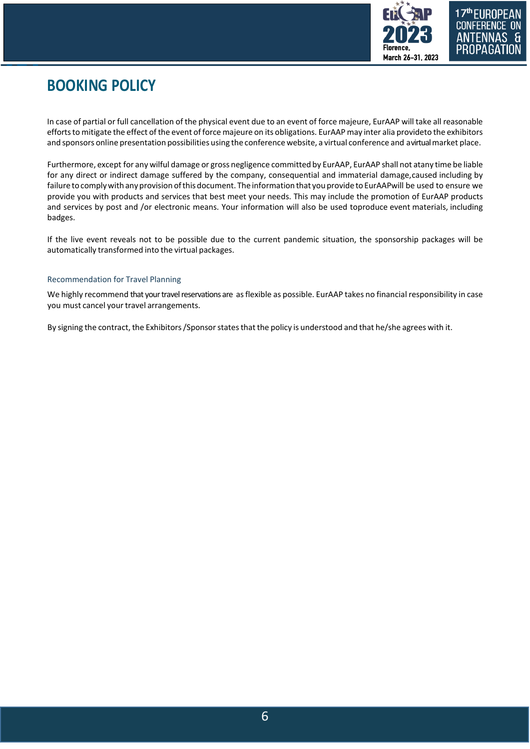# BOOKING POLICY

In case of partial or full cancellation of the physical event due to an event of force majeure, EurAAP will take all reasonable efforts to mitigate the effect of the event of force majeure on its obligations. EurAAP may inter alia provideto the exhibitors and sponsors online presentation possibilities using the conference website, a virtual conference and avirtual market place.

Furthermore, except for any wilful damage or gross negligence committed by EurAAP, EurAAP shall not atany time be liable for any direct or indirect damage suffered by the company, consequential and immaterial damage,caused including by failure to comply with any provision of this document. The information that you provide to EurAAPwill be used to ensure we provide you with products and services that best meet your needs. This may include the promotion of EurAAP products and services by post and /or electronic means. Your information will also be used toproduce event materials, including badges.

If the live event reveals not to be possible due to the current pandemic situation, the sponsorship packages will be automatically transformed into the virtual packages.

### Recommendation for Travel Planning

We highly recommend that your travel reservations are as flexible as possible. EurAAP takes no financial responsibility in case you must cancel your travel arrangements.

By signing the contract, the Exhibitors /Sponsor states that the policy is understood and that he/she agrees with it.